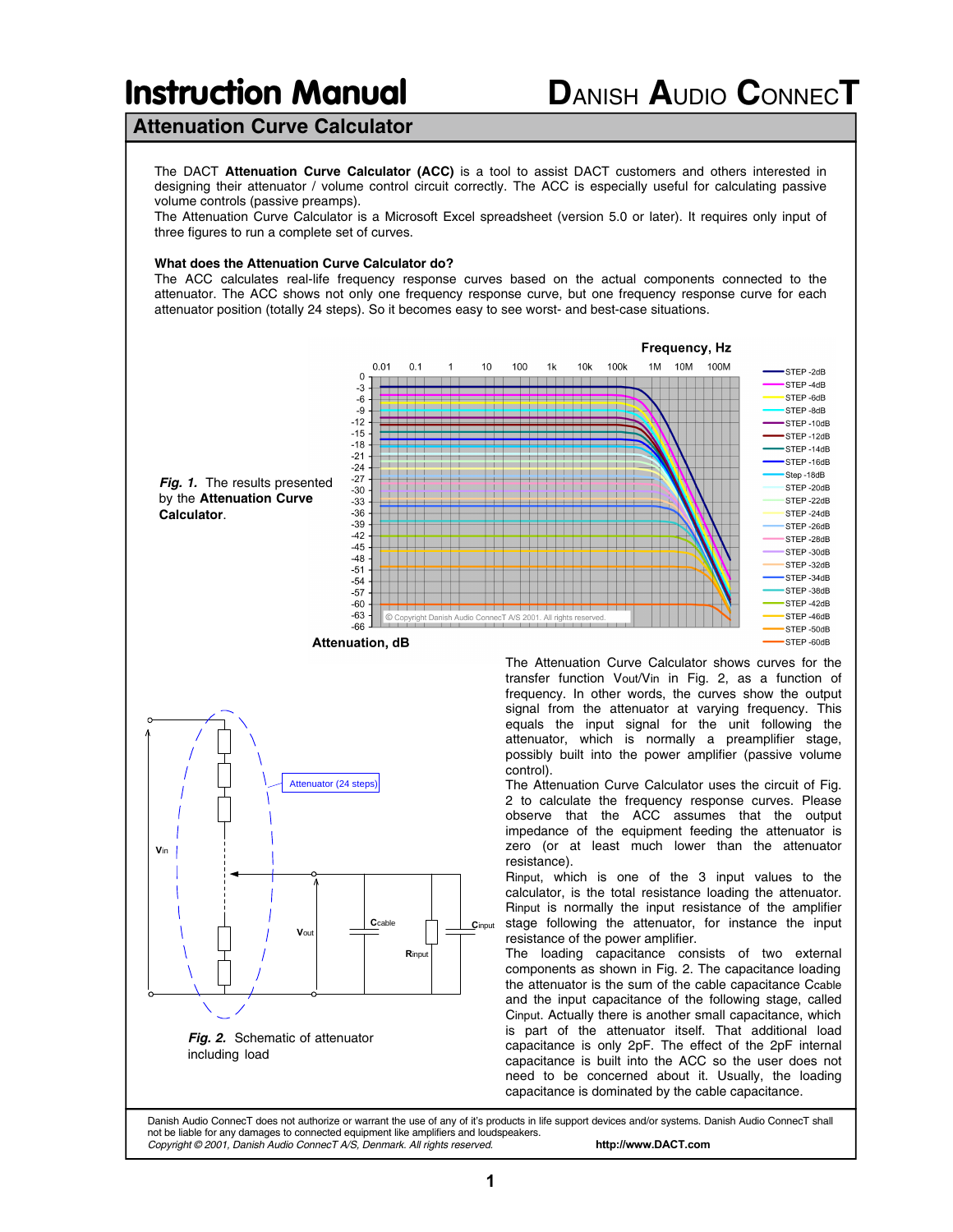# Instruction Manual

**DANISH AUDIO CONNECT**

## Attenuation Curve Calculator

The DACT **Attenuation Curve Calculator (ACC)** is a tool to assist DACT customers and others interested in designing their attenuator / volume control circuit correctly. The ACC is especially useful for calculating passive volume controls (passive preamps).
The Attenuation Curve Calculator is a Microsoft Excel spreadsheet (version 5.0 or later). It requires only input of three figures to run a complete set of curves.

### What does the Attenuation Curve Calculator do?

The ACC calculates real-life frequency response curves based on the actual components connected to the attenuator. The ACC shows not only one frequency response curve, but one frequency response curve for each attenuator position (totally 24 steps). So it becomes easy to see worst- and best-case situations.

***Fig. 1.*** The results presented by the **Attenuation Curve Calculator**.

***Fig. 2.*** Schematic of attenuator including load

The Attenuation Curve Calculator shows curves for the transfer function $V_{out}/V_{in}$ in Fig. 2, as a function of frequency. In other words, the curves show the output signal from the attenuator at varying frequency. This equals the input signal for the unit following the attenuator, which is normally a preamplifier stage, possibly built into the power amplifier (passive volume control).
The Attenuation Curve Calculator uses the circuit of Fig. 2 to calculate the frequency response curves. Please observe that the ACC assumes that the output impedance of the equipment feeding the attenuator is zero (or at least much lower than the attenuator resistance).
$R_{input}$, which is one of the 3 input values to the calculator, is the total resistance loading the attenuator. $R_{input}$ is normally the input resistance of the amplifier stage following the attenuator, for instance the input resistance of the power amplifier.
The loading capacitance consists of two external components as shown in Fig. 2. The capacitance loading the attenuator is the sum of the cable capacitance $C_{cable}$ and the input capacitance of the following stage, called $C_{input}$. Actually there is another small capacitance, which is part of the attenuator itself. That additional load capacitance is only 2pF. The effect of the 2pF internal capacitance is built into the ACC so the user does not need to be concerned about it. Usually, the loading capacitance is dominated by the cable capacitance.

Danish Audio ConnecT does not authorize or warrant the use of any of it's products in life support devices and/or systems. Danish Audio ConnecT shall not be liable for any damages to connected equipment like amplifiers and loudspeakers.
*Copyright © 2001, Danish Audio ConnecT A/S, Denmark. All rights reserved.* **http://www.DACT.com**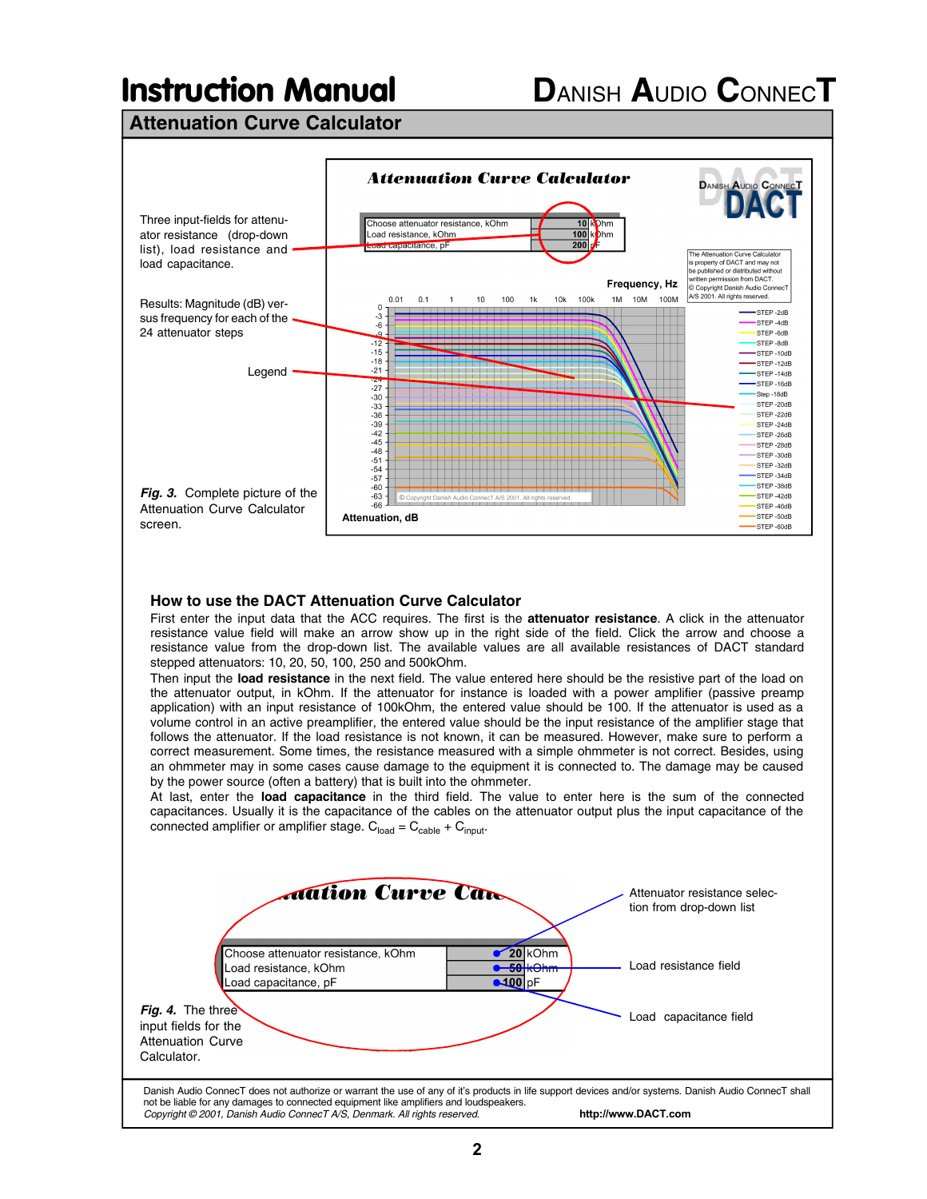## Attenuation Curve Calculator

Three input-fields for attenuator resistance (drop-down list), load resistance and load capacitance.

Results: Magnitude (dB) versus frequency for each of the 24 attenuator steps

Legend

*Fig. 3.* Complete picture of the Attenuation Curve Calculator screen.

### How to use the DACT Attenuation Curve Calculator

First enter the input data that the ACC requires. The first is the **attenuator resistance**. A click in the attenuator resistance value field will make an arrow show up in the right side of the field. Click the arrow and choose a resistance value from the drop-down list. The available values are all available resistances of DACT standard stepped attenuators: 10, 20, 50, 100, 250 and 500kOhm.

Then input the **load resistance** in the next field. The value entered here should be the resistive part of the load on the attenuator output, in kOhm. If the attenuator for instance is loaded with a power amplifier (passive preamp application) with an input resistance of 100kOhm, the entered value should be 100. If the attenuator is used as a volume control in an active preamplifier, the entered value should be the input resistance of the amplifier stage that follows the attenuator. If the load resistance is not known, it can be measured. However, make sure to perform a correct measurement. Some times, the resistance measured with a simple ohmmeter is not correct. Besides, using an ohmmeter may in some cases cause damage to the equipment it is connected to. The damage may be caused by the power source (often a battery) that is built into the ohmmeter.

At last, enter the **load capacitance** in the third field. The value to enter here is the sum of the connected capacitances. Usually it is the capacitance of the cables on the attenuator output plus the input capacitance of the connected amplifier or amplifier stage. $C_{load} = C_{cable} + C_{input}$.

Attenuator resistance selection from drop-down list

Load resistance field

Load capacitance field

*Fig. 4.* The three input fields for the Attenuation Curve Calculator.

Danish Audio ConnecT does not authorize or warrant the use of any of it's products in life support devices and/or systems. Danish Audio ConnecT shall not be liable for any damages to connected equipment like amplifiers and loudspeakers.
*Copyright © 2001, Danish Audio ConnecT A/S, Denmark. All rights reserved.* **http://www.DACT.com**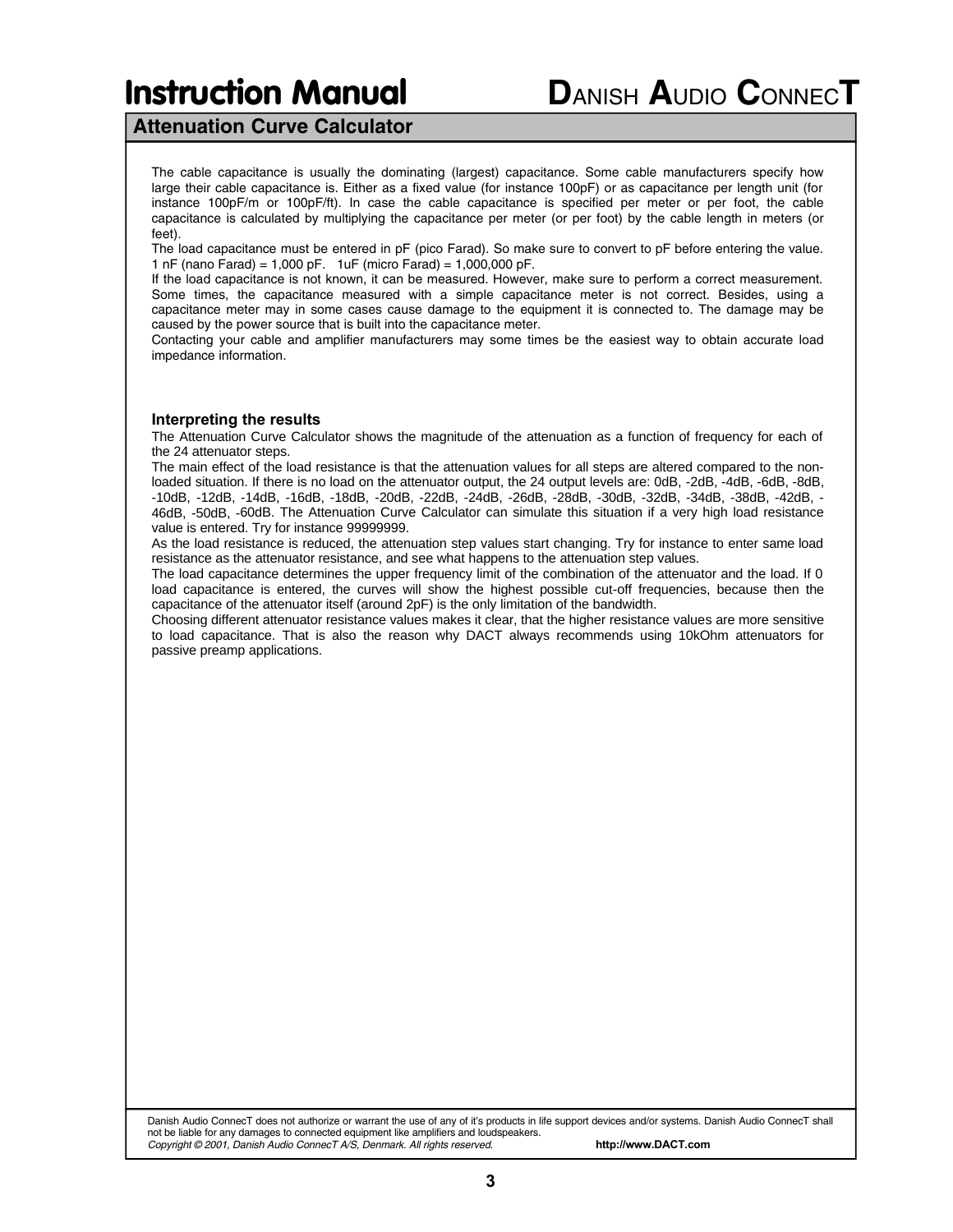## Attenuation Curve Calculator

The cable capacitance is usually the dominating (largest) capacitance. Some cable manufacturers specify how large their cable capacitance is. Either as a fixed value (for instance 100pF) or as capacitance per length unit (for instance 100pF/m or 100pF/ft). In case the cable capacitance is specified per meter or per foot, the cable capacitance is calculated by multiplying the capacitance per meter (or per foot) by the cable length in meters (or feet).
The load capacitance must be entered in pF (pico Farad). So make sure to convert to pF before entering the value. 1 nF (nano Farad) = 1,000 pF. 1uF (micro Farad) = 1,000,000 pF.
If the load capacitance is not known, it can be measured. However, make sure to perform a correct measurement. Some times, the capacitance measured with a simple capacitance meter is not correct. Besides, using a capacitance meter may in some cases cause damage to the equipment it is connected to. The damage may be caused by the power source that is built into the capacitance meter.
Contacting your cable and amplifier manufacturers may some times be the easiest way to obtain accurate load impedance information.

### Interpreting the results

The Attenuation Curve Calculator shows the magnitude of the attenuation as a function of frequency for each of the 24 attenuator steps.
The main effect of the load resistance is that the attenuation values for all steps are altered compared to the non-loaded situation. If there is no load on the attenuator output, the 24 output levels are: 0dB, -2dB, -4dB, -6dB, -8dB, -10dB, -12dB, -14dB, -16dB, -18dB, -20dB, -22dB, -24dB, -26dB, -28dB, -30dB, -32dB, -34dB, -38dB, -42dB, -46dB, -50dB, -60dB. The Attenuation Curve Calculator can simulate this situation if a very high load resistance value is entered. Try for instance 99999999.
As the load resistance is reduced, the attenuation step values start changing. Try for instance to enter same load resistance as the attenuator resistance, and see what happens to the attenuation step values.
The load capacitance determines the upper frequency limit of the combination of the attenuator and the load. If 0 load capacitance is entered, the curves will show the highest possible cut-off frequencies, because then the capacitance of the attenuator itself (around 2pF) is the only limitation of the bandwidth.
Choosing different attenuator resistance values makes it clear, that the higher resistance values are more sensitive to load capacitance. That is also the reason why DACT always recommends using 10kOhm attenuators for passive preamp applications.

Danish Audio ConnecT does not authorize or warrant the use of any of it's products in life support devices and/or systems. Danish Audio ConnecT shall not be liable for any damages to connected equipment like amplifiers and loudspeakers.
*Copyright © 2001, Danish Audio ConnecT A/S, Denmark. All rights reserved.* **http://www.DACT.com**